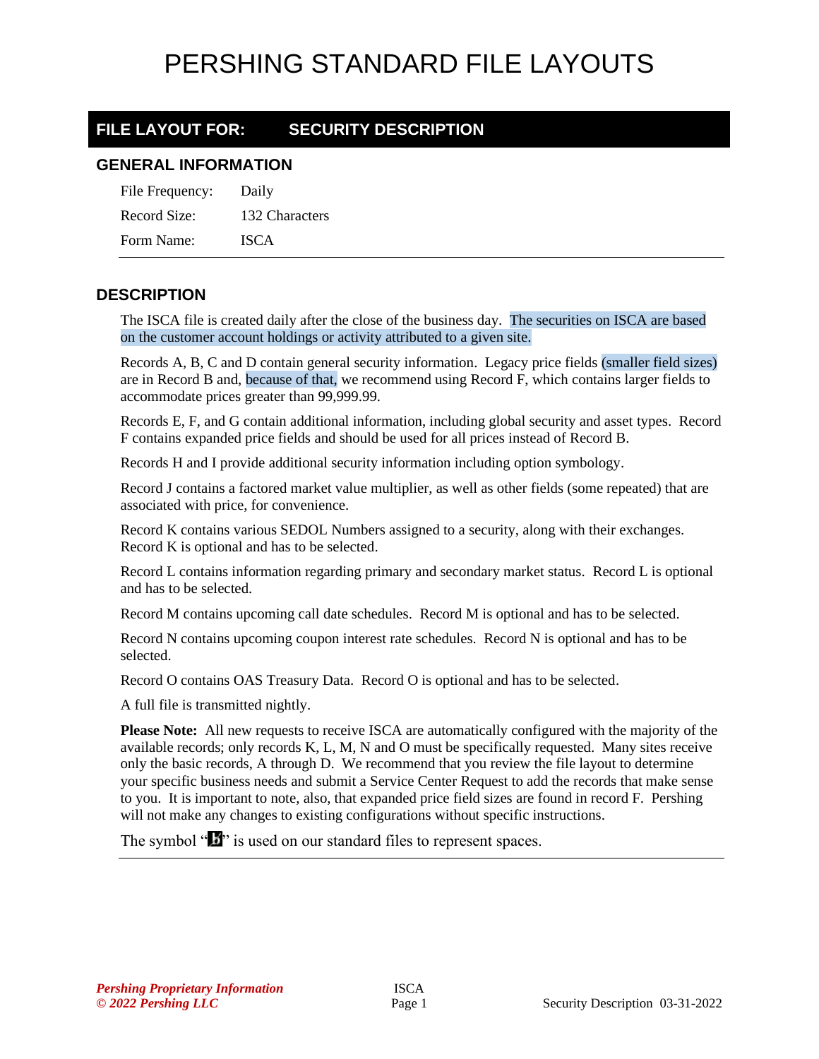# PERSHING STANDARD FILE LAYOUTS

## FILE LAYOUT FOR: SECURITY DESCRIPTION

### GENERAL INFORMATION

| | |
|---|---|
| File Frequency: | Daily |
| Record Size: | 132 Characters |
| Form Name: | ISCA |

### DESCRIPTION

The ISCA file is created daily after the close of the business day. The securities on ISCA are based on the customer account holdings or activity attributed to a given site.

Records A, B, C and D contain general security information. Legacy price fields (smaller field sizes) are in Record B and, because of that, we recommend using Record F, which contains larger fields to accommodate prices greater than 99,999.99.

Records E, F, and G contain additional information, including global security and asset types. Record F contains expanded price fields and should be used for all prices instead of Record B.

Records H and I provide additional security information including option symbology.

Record J contains a factored market value multiplier, as well as other fields (some repeated) that are associated with price, for convenience.

Record K contains various SEDOL Numbers assigned to a security, along with their exchanges. Record K is optional and has to be selected.

Record L contains information regarding primary and secondary market status. Record L is optional and has to be selected.

Record M contains upcoming call date schedules. Record M is optional and has to be selected.

Record N contains upcoming coupon interest rate schedules. Record N is optional and has to be selected.

Record O contains OAS Treasury Data. Record O is optional and has to be selected.

A full file is transmitted nightly.

**Please Note:** All new requests to receive ISCA are automatically configured with the majority of the available records; only records K, L, M, N and O must be specifically requested. Many sites receive only the basic records, A through D. We recommend that you review the file layout to determine your specific business needs and submit a Service Center Request to add the records that make sense to you. It is important to note, also, that expanded price field sizes are found in record F. Pershing will not make any changes to existing configurations without specific instructions.

The symbol "b̸" is used on our standard files to represent spaces.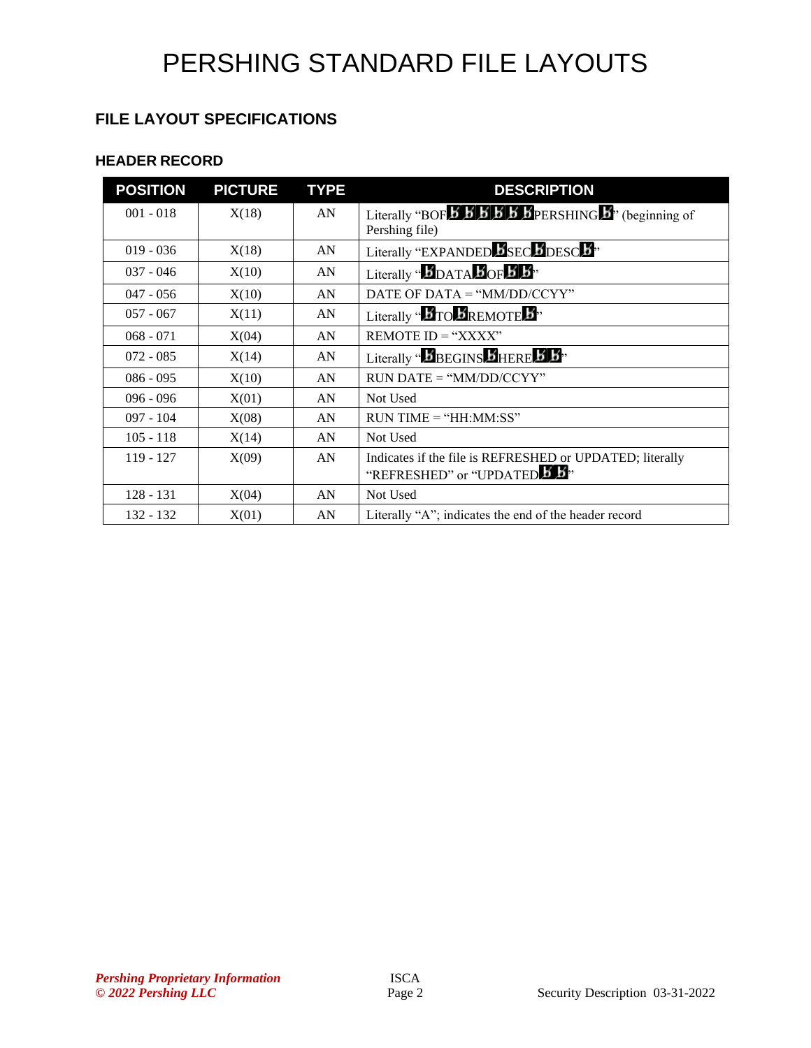# PERSHING STANDARD FILE LAYOUTS

## FILE LAYOUT SPECIFICATIONS

### HEADER RECORD

| POSITION | PICTURE | TYPE | DESCRIPTION |
|---|---|---|---|
| 001 - 018 | X(18) | AN | Literally "BOFƀƀƀƀƀƀPERSHINGƀ" (beginning of Pershing file) |
| 019 - 036 | X(18) | AN | Literally "EXPANDEDƀSECƀDESCƀ" |
| 037 - 046 | X(10) | AN | Literally "ƀDATAƀOFƀƀ" |
| 047 - 056 | X(10) | AN | DATE OF DATA = "MM/DD/CCYY" |
| 057 - 067 | X(11) | AN | Literally "ƀTOƀREMOTEƀ" |
| 068 - 071 | X(04) | AN | REMOTE ID = "XXXX" |
| 072 - 085 | X(14) | AN | Literally "ƀBEGINSƀHEREƀƀ" |
| 086 - 095 | X(10) | AN | RUN DATE = "MM/DD/CCYY" |
| 096 - 096 | X(01) | AN | Not Used |
| 097 - 104 | X(08) | AN | RUN TIME = "HH:MM:SS" |
| 105 - 118 | X(14) | AN | Not Used |
| 119 - 127 | X(09) | AN | Indicates if the file is REFRESHED or UPDATED; literally "REFRESHED" or "UPDATEDƀƀ" |
| 128 - 131 | X(04) | AN | Not Used |
| 132 - 132 | X(01) | AN | Literally "A"; indicates the end of the header record |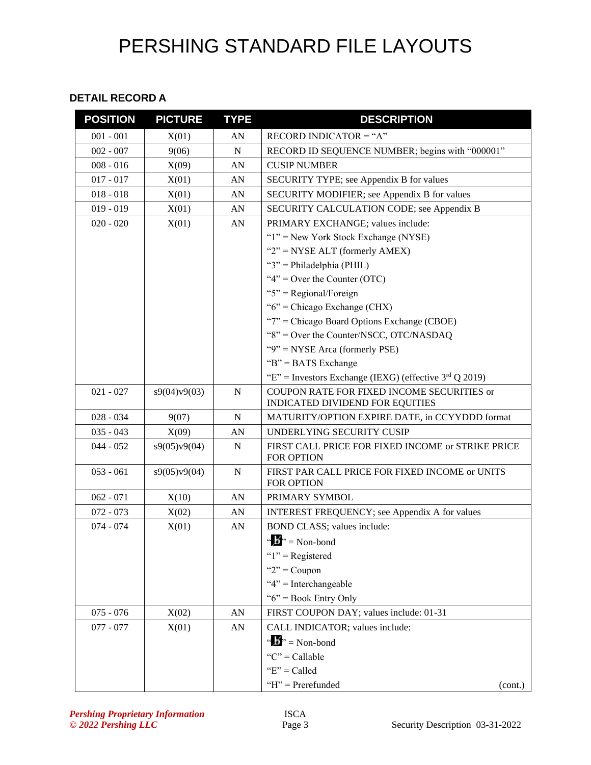## DETAIL RECORD A

| POSITION | PICTURE | TYPE | DESCRIPTION |
|---|---|---|---|
| 001 - 001 | X(01) | AN | RECORD INDICATOR = "A" |
| 002 - 007 | 9(06) | N | RECORD ID SEQUENCE NUMBER; begins with "000001" |
| 008 - 016 | X(09) | AN | CUSIP NUMBER |
| 017 - 017 | X(01) | AN | SECURITY TYPE; see Appendix B for values |
| 018 - 018 | X(01) | AN | SECURITY MODIFIER; see Appendix B for values |
| 019 - 019 | X(01) | AN | SECURITY CALCULATION CODE; see Appendix B |
| 020 - 020 | X(01) | AN | PRIMARY EXCHANGE; values include:<br>"1" = New York Stock Exchange (NYSE)<br>"2" = NYSE ALT (formerly AMEX)<br>"3" = Philadelphia (PHIL)<br>"4" = Over the Counter (OTC)<br>"5" = Regional/Foreign<br>"6" = Chicago Exchange (CHX)<br>"7" = Chicago Board Options Exchange (CBOE)<br>"8" = Over the Counter/NSCC, OTC/NASDAQ<br>"9" = NYSE Arca (formerly PSE)<br>"B" = BATS Exchange<br>"E" = Investors Exchange (IEXG) (effective 3rd Q 2019) |
| 021 - 027 | s9(04)v9(03) | N | COUPON RATE FOR FIXED INCOME SECURITIES or INDICATED DIVIDEND FOR EQUITIES |
| 028 - 034 | 9(07) | N | MATURITY/OPTION EXPIRE DATE, in CCYYDDD format |
| 035 - 043 | X(09) | AN | UNDERLYING SECURITY CUSIP |
| 044 - 052 | s9(05)v9(04) | N | FIRST CALL PRICE FOR FIXED INCOME or STRIKE PRICE FOR OPTION |
| 053 - 061 | s9(05)v9(04) | N | FIRST PAR CALL PRICE FOR FIXED INCOME or UNITS FOR OPTION |
| 062 - 071 | X(10) | AN | PRIMARY SYMBOL |
| 072 - 073 | X(02) | AN | INTEREST FREQUENCY; see Appendix A for values |
| 074 - 074 | X(01) | AN | BOND CLASS; values include:<br>"ƀ" = Non-bond<br>"1" = Registered<br>"2" = Coupon<br>"4" = Interchangeable<br>"6" = Book Entry Only |
| 075 - 076 | X(02) | AN | FIRST COUPON DAY; values include: 01-31 |
| 077 - 077 | X(01) | AN | CALL INDICATOR; values include:<br>"ƀ" = Non-bond<br>"C" = Callable<br>"E" = Called<br>"H" = Prerefunded (cont.) |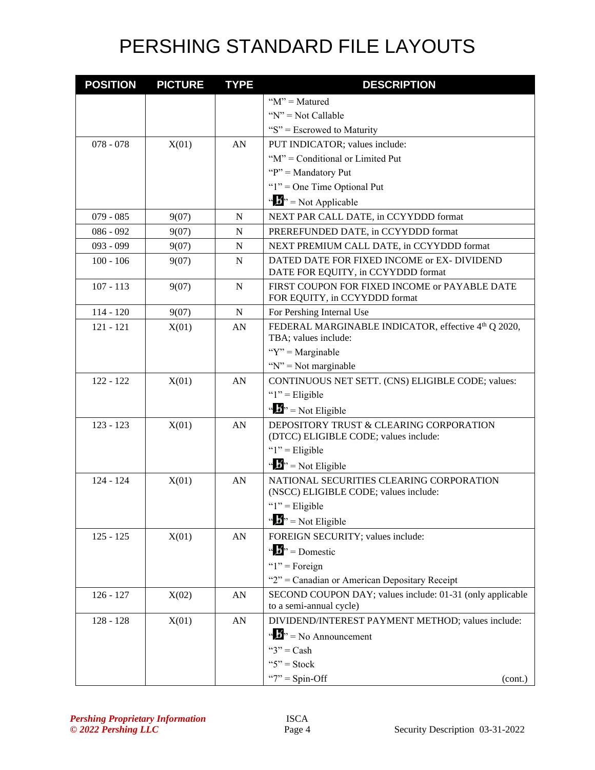# PERSHING STANDARD FILE LAYOUTS

| POSITION | PICTURE | TYPE | DESCRIPTION |
|---|---|---|---|
| | | | "M" = Matured<br>"N" = Not Callable<br>"S" = Escrowed to Maturity |
| 078 - 078 | X(01) | AN | PUT INDICATOR; values include:<br>"M" = Conditional or Limited Put<br>"P" = Mandatory Put<br>"1" = One Time Optional Put<br>"b" = Not Applicable |
| 079 - 085 | 9(07) | N | NEXT PAR CALL DATE, in CCYYDDD format |
| 086 - 092 | 9(07) | N | PREREFUNDED DATE, in CCYYDDD format |
| 093 - 099 | 9(07) | N | NEXT PREMIUM CALL DATE, in CCYYDDD format |
| 100 - 106 | 9(07) | N | DATED DATE FOR FIXED INCOME or EX- DIVIDEND DATE FOR EQUITY, in CCYYDDD format |
| 107 - 113 | 9(07) | N | FIRST COUPON FOR FIXED INCOME or PAYABLE DATE FOR EQUITY, in CCYYDDD format |
| 114 - 120 | 9(07) | N | For Pershing Internal Use |
| 121 - 121 | X(01) | AN | FEDERAL MARGINABLE INDICATOR, effective 4th Q 2020, TBA; values include:<br>"Y" = Marginable<br>"N" = Not marginable |
| 122 - 122 | X(01) | AN | CONTINUOUS NET SETT. (CNS) ELIGIBLE CODE; values:<br>"1" = Eligible<br>"b" = Not Eligible |
| 123 - 123 | X(01) | AN | DEPOSITORY TRUST & CLEARING CORPORATION (DTCC) ELIGIBLE CODE; values include:<br>"1" = Eligible<br>"b" = Not Eligible |
| 124 - 124 | X(01) | AN | NATIONAL SECURITIES CLEARING CORPORATION (NSCC) ELIGIBLE CODE; values include:<br>"1" = Eligible<br>"b" = Not Eligible |
| 125 - 125 | X(01) | AN | FOREIGN SECURITY; values include:<br>"b" = Domestic<br>"1" = Foreign<br>"2" = Canadian or American Depositary Receipt |
| 126 - 127 | X(02) | AN | SECOND COUPON DAY; values include: 01-31 (only applicable to a semi-annual cycle) |
| 128 - 128 | X(01) | AN | DIVIDEND/INTEREST PAYMENT METHOD; values include:<br>"b" = No Announcement<br>"3" = Cash<br>"5" = Stock<br>"7" = Spin-Off (cont.) |

*Pershing Proprietary Information*
*© 2022 Pershing LLC*

ISCA

Security Description 03-31-2022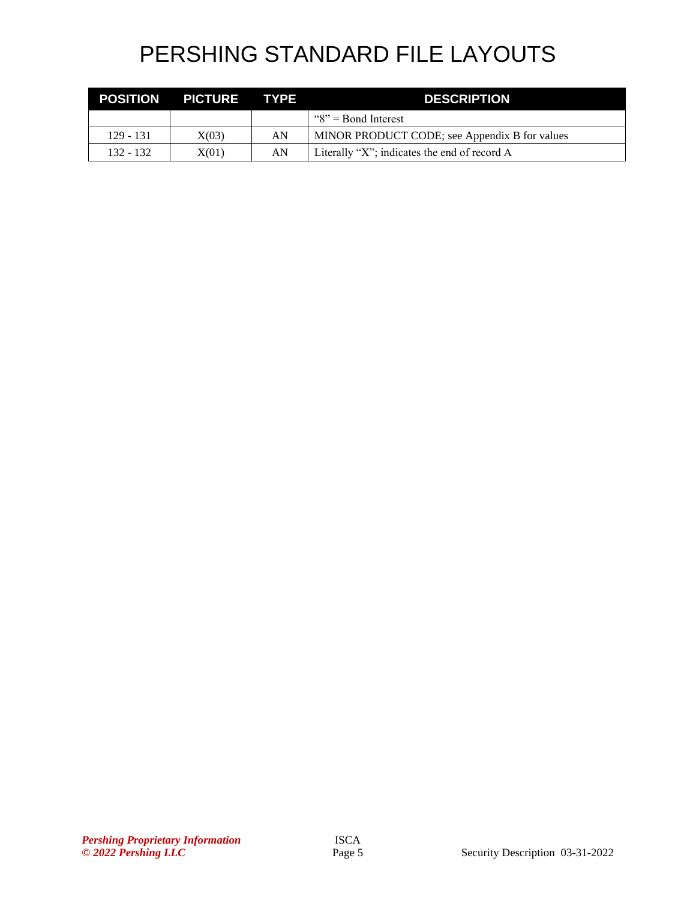# PERSHING STANDARD FILE LAYOUTS

| POSITION | PICTURE | TYPE | DESCRIPTION |
|---|---|---|---|
| | | | "8" = Bond Interest |
| 129 - 131 | X(03) | AN | MINOR PRODUCT CODE; see Appendix B for values |
| 132 - 132 | X(01) | AN | Literally "X"; indicates the end of record A |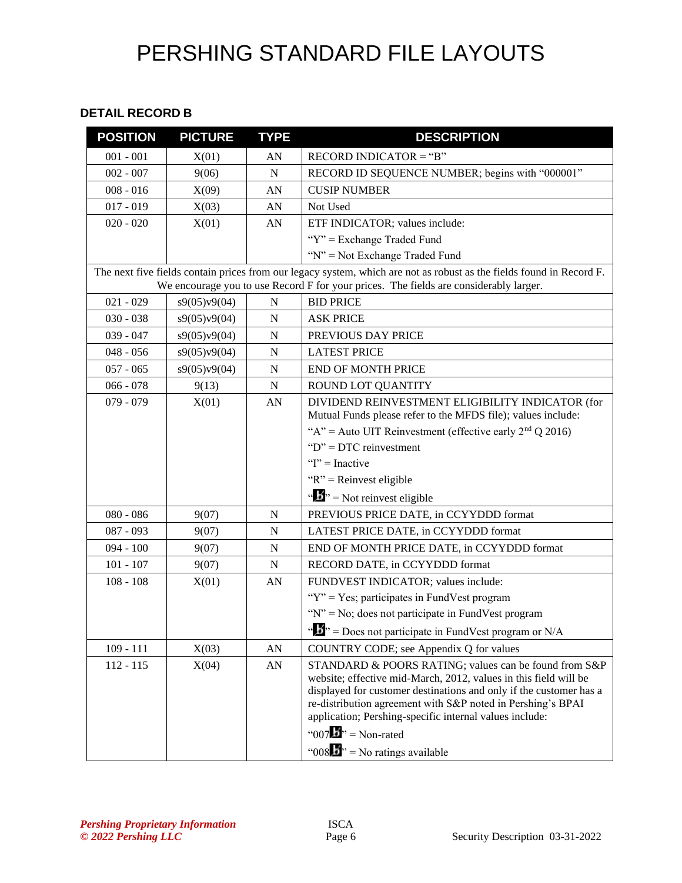# PERSHING STANDARD FILE LAYOUTS

### DETAIL RECORD B

| POSITION | PICTURE | TYPE | DESCRIPTION |
|---|---|---|---|
| 001 - 001 | X(01) | AN | RECORD INDICATOR = "B" |
| 002 - 007 | 9(06) | N | RECORD ID SEQUENCE NUMBER; begins with "000001" |
| 008 - 016 | X(09) | AN | CUSIP NUMBER |
| 017 - 019 | X(03) | AN | Not Used |
| 020 - 020 | X(01) | AN | ETF INDICATOR; values include:<br>"Y" = Exchange Traded Fund<br>"N" = Not Exchange Traded Fund |
| The next five fields contain prices from our legacy system, which are not as robust as the fields found in Record F. We encourage you to use Record F for your prices. The fields are considerably larger. | | | |
| 021 - 029 | s9(05)v9(04) | N | BID PRICE |
| 030 - 038 | s9(05)v9(04) | N | ASK PRICE |
| 039 - 047 | s9(05)v9(04) | N | PREVIOUS DAY PRICE |
| 048 - 056 | s9(05)v9(04) | N | LATEST PRICE |
| 057 - 065 | s9(05)v9(04) | N | END OF MONTH PRICE |
| 066 - 078 | 9(13) | N | ROUND LOT QUANTITY |
| 079 - 079 | X(01) | AN | DIVIDEND REINVESTMENT ELIGIBILITY INDICATOR (for Mutual Funds please refer to the MFDS file); values include:<br>"A" = Auto UIT Reinvestment (effective early 2nd Q 2016)<br>"D" = DTC reinvestment<br>"I" = Inactive<br>"R" = Reinvest eligible<br>"b" = Not reinvest eligible |
| 080 - 086 | 9(07) | N | PREVIOUS PRICE DATE, in CCYYDDD format |
| 087 - 093 | 9(07) | N | LATEST PRICE DATE, in CCYYDDD format |
| 094 - 100 | 9(07) | N | END OF MONTH PRICE DATE, in CCYYDDD format |
| 101 - 107 | 9(07) | N | RECORD DATE, in CCYYDDD format |
| 108 - 108 | X(01) | AN | FUNDVEST INDICATOR; values include:<br>"Y" = Yes; participates in FundVest program<br>"N" = No; does not participate in FundVest program<br>"b" = Does not participate in FundVest program or N/A |
| 109 - 111 | X(03) | AN | COUNTRY CODE; see Appendix Q for values |
| 112 - 115 | X(04) | AN | STANDARD & POORS RATING; values can be found from S&P website; effective mid-March, 2012, values in this field will be displayed for customer destinations and only if the customer has a re-distribution agreement with S&P noted in Pershing's BPAI application; Pershing-specific internal values include:<br>"007b" = Non-rated<br>"008b" = No ratings available |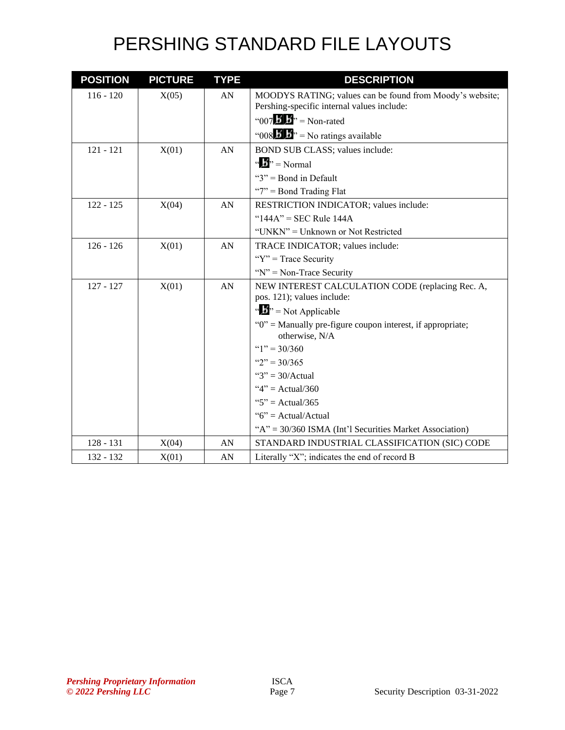# PERSHING STANDARD FILE LAYOUTS

| POSITION | PICTURE | TYPE | DESCRIPTION |
|---|---|---|---|
| 116 - 120 | X(05) | AN | MOODYS RATING; values can be found from Moody's website; Pershing-specific internal values include:<br>"007ƀƀ" = Non-rated<br>"008ƀƀ" = No ratings available |
| 121 - 121 | X(01) | AN | BOND SUB CLASS; values include:<br>"ƀ" = Normal<br>"3" = Bond in Default<br>"7" = Bond Trading Flat |
| 122 - 125 | X(04) | AN | RESTRICTION INDICATOR; values include:<br>"144A" = SEC Rule 144A<br>"UNKN" = Unknown or Not Restricted |
| 126 - 126 | X(01) | AN | TRACE INDICATOR; values include:<br>"Y" = Trace Security<br>"N" = Non-Trace Security |
| 127 - 127 | X(01) | AN | NEW INTEREST CALCULATION CODE (replacing Rec. A, pos. 121); values include:<br>"ƀ" = Not Applicable<br>"0" = Manually pre-figure coupon interest, if appropriate; otherwise, N/A<br>"1" = 30/360<br>"2" = 30/365<br>"3" = 30/Actual<br>"4" = Actual/360<br>"5" = Actual/365<br>"6" = Actual/Actual<br>"A" = 30/360 ISMA (Int'l Securities Market Association) |
| 128 - 131 | X(04) | AN | STANDARD INDUSTRIAL CLASSIFICATION (SIC) CODE |
| 132 - 132 | X(01) | AN | Literally "X"; indicates the end of record B |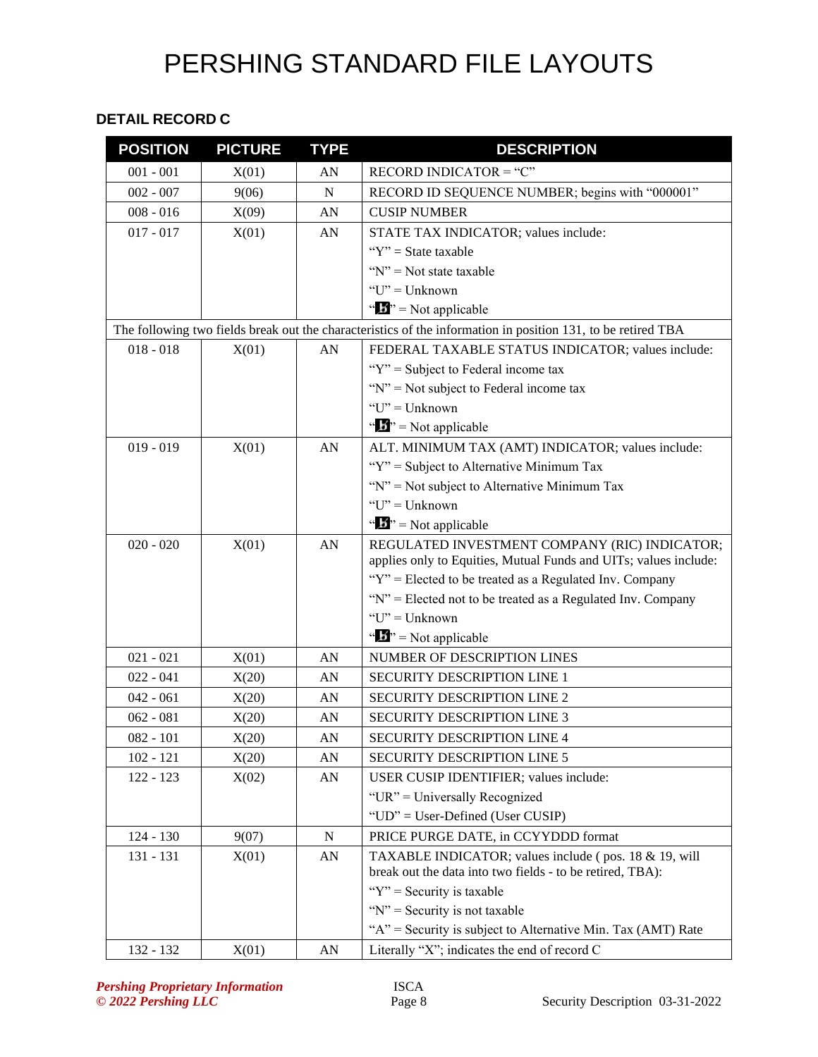# PERSHING STANDARD FILE LAYOUTS

### DETAIL RECORD C

| POSITION | PICTURE | TYPE | DESCRIPTION |
|---|---|---|---|
| 001 - 001 | X(01) | AN | RECORD INDICATOR = "C" |
| 002 - 007 | 9(06) | N | RECORD ID SEQUENCE NUMBER; begins with "000001" |
| 008 - 016 | X(09) | AN | CUSIP NUMBER |
| 017 - 017 | X(01) | AN | STATE TAX INDICATOR; values include:<br>"Y" = State taxable<br>"N" = Not state taxable<br>"U" = Unknown<br>"b" = Not applicable |
| The following two fields break out the characteristics of the information in position 131, to be retired TBA | | | |
| 018 - 018 | X(01) | AN | FEDERAL TAXABLE STATUS INDICATOR; values include:<br>"Y" = Subject to Federal income tax<br>"N" = Not subject to Federal income tax<br>"U" = Unknown<br>"b" = Not applicable |
| 019 - 019 | X(01) | AN | ALT. MINIMUM TAX (AMT) INDICATOR; values include:<br>"Y" = Subject to Alternative Minimum Tax<br>"N" = Not subject to Alternative Minimum Tax<br>"U" = Unknown<br>"b" = Not applicable |
| 020 - 020 | X(01) | AN | REGULATED INVESTMENT COMPANY (RIC) INDICATOR; applies only to Equities, Mutual Funds and UITs; values include:<br>"Y" = Elected to be treated as a Regulated Inv. Company<br>"N" = Elected not to be treated as a Regulated Inv. Company<br>"U" = Unknown<br>"b" = Not applicable |
| 021 - 021 | X(01) | AN | NUMBER OF DESCRIPTION LINES |
| 022 - 041 | X(20) | AN | SECURITY DESCRIPTION LINE 1 |
| 042 - 061 | X(20) | AN | SECURITY DESCRIPTION LINE 2 |
| 062 - 081 | X(20) | AN | SECURITY DESCRIPTION LINE 3 |
| 082 - 101 | X(20) | AN | SECURITY DESCRIPTION LINE 4 |
| 102 - 121 | X(20) | AN | SECURITY DESCRIPTION LINE 5 |
| 122 - 123 | X(02) | AN | USER CUSIP IDENTIFIER; values include:<br>"UR" = Universally Recognized<br>"UD" = User-Defined (User CUSIP) |
| 124 - 130 | 9(07) | N | PRICE PURGE DATE, in CCYYDDD format |
| 131 - 131 | X(01) | AN | TAXABLE INDICATOR; values include ( pos. 18 & 19, will break out the data into two fields - to be retired, TBA):<br>"Y" = Security is taxable<br>"N" = Security is not taxable<br>"A" = Security is subject to Alternative Min. Tax (AMT) Rate |
| 132 - 132 | X(01) | AN | Literally "X"; indicates the end of record C |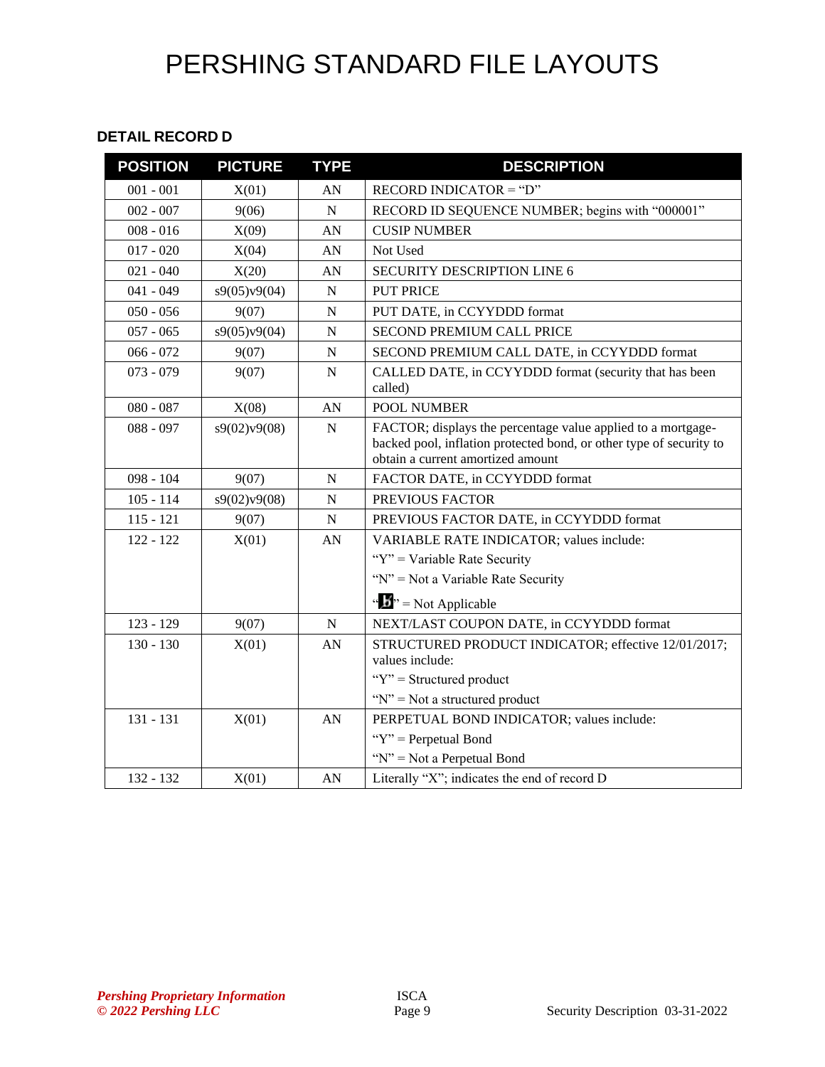# PERSHING STANDARD FILE LAYOUTS

### DETAIL RECORD D

| POSITION | PICTURE | TYPE | DESCRIPTION |
|---|---|---|---|
| 001 - 001 | X(01) | AN | RECORD INDICATOR = “D” |
| 002 - 007 | 9(06) | N | RECORD ID SEQUENCE NUMBER; begins with “000001” |
| 008 - 016 | X(09) | AN | CUSIP NUMBER |
| 017 - 020 | X(04) | AN | Not Used |
| 021 - 040 | X(20) | AN | SECURITY DESCRIPTION LINE 6 |
| 041 - 049 | s9(05)v9(04) | N | PUT PRICE |
| 050 - 056 | 9(07) | N | PUT DATE, in CCYYDDD format |
| 057 - 065 | s9(05)v9(04) | N | SECOND PREMIUM CALL PRICE |
| 066 - 072 | 9(07) | N | SECOND PREMIUM CALL DATE, in CCYYDDD format |
| 073 - 079 | 9(07) | N | CALLED DATE, in CCYYDDD format (security that has been called) |
| 080 - 087 | X(08) | AN | POOL NUMBER |
| 088 - 097 | s9(02)v9(08) | N | FACTOR; displays the percentage value applied to a mortgage-backed pool, inflation protected bond, or other type of security to obtain a current amortized amount |
| 098 - 104 | 9(07) | N | FACTOR DATE, in CCYYDDD format |
| 105 - 114 | s9(02)v9(08) | N | PREVIOUS FACTOR |
| 115 - 121 | 9(07) | N | PREVIOUS FACTOR DATE, in CCYYDDD format |
| 122 - 122 | X(01) | AN | VARIABLE RATE INDICATOR; values include:<br>“Y” = Variable Rate Security<br>“N” = Not a Variable Rate Security<br>“b” = Not Applicable |
| 123 - 129 | 9(07) | N | NEXT/LAST COUPON DATE, in CCYYDDD format |
| 130 - 130 | X(01) | AN | STRUCTURED PRODUCT INDICATOR; effective 12/01/2017; values include:<br>“Y” = Structured product<br>“N” = Not a structured product |
| 131 - 131 | X(01) | AN | PERPETUAL BOND INDICATOR; values include:<br>“Y” = Perpetual Bond<br>“N” = Not a Perpetual Bond |
| 132 - 132 | X(01) | AN | Literally “X”; indicates the end of record D |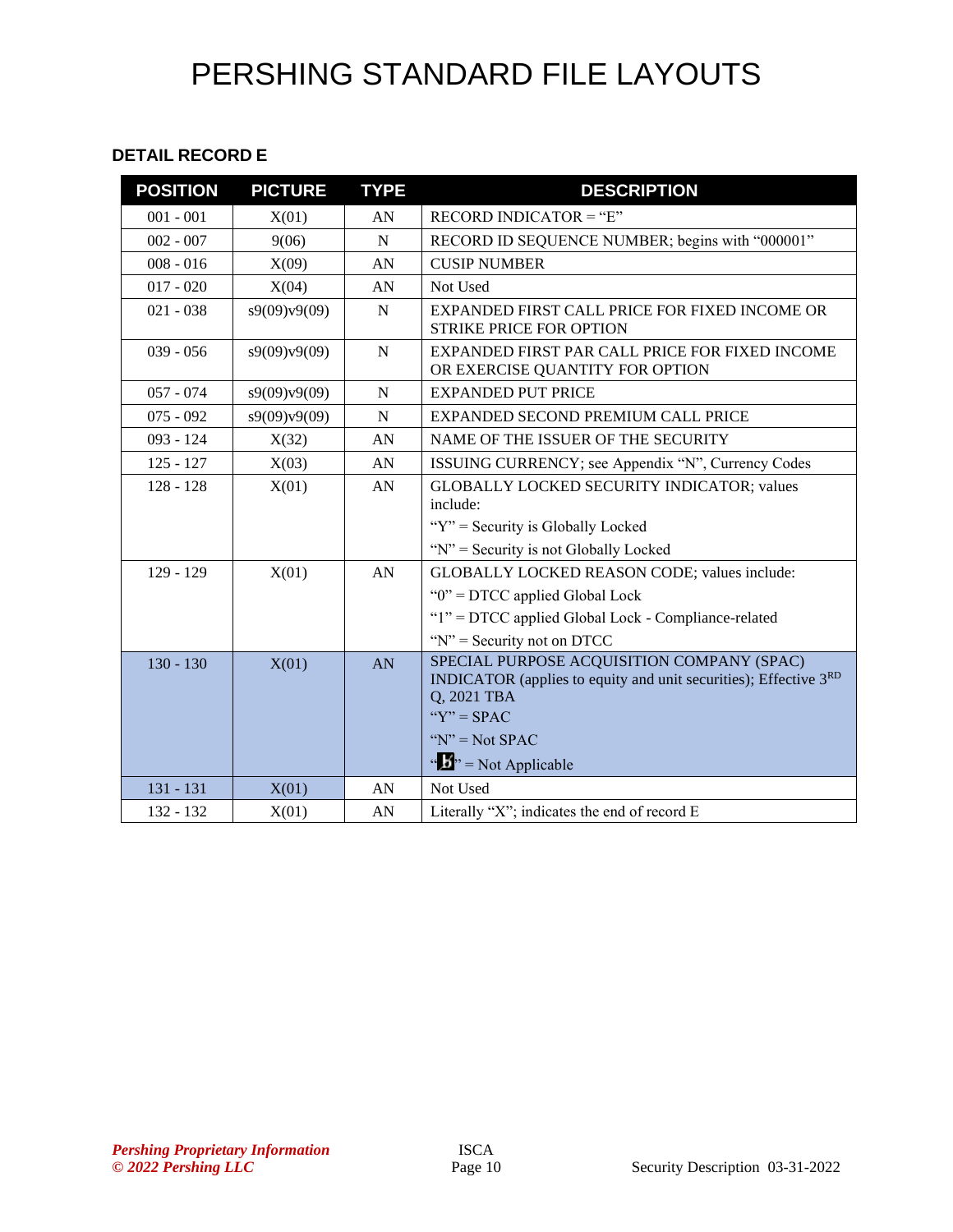# PERSHING STANDARD FILE LAYOUTS

### DETAIL RECORD E

| POSITION | PICTURE | TYPE | DESCRIPTION |
|---|---|---|---|
| 001 - 001 | X(01) | AN | RECORD INDICATOR = "E" |
| 002 - 007 | 9(06) | N | RECORD ID SEQUENCE NUMBER; begins with "000001" |
| 008 - 016 | X(09) | AN | CUSIP NUMBER |
| 017 - 020 | X(04) | AN | Not Used |
| 021 - 038 | s9(09)v9(09) | N | EXPANDED FIRST CALL PRICE FOR FIXED INCOME OR STRIKE PRICE FOR OPTION |
| 039 - 056 | s9(09)v9(09) | N | EXPANDED FIRST PAR CALL PRICE FOR FIXED INCOME OR EXERCISE QUANTITY FOR OPTION |
| 057 - 074 | s9(09)v9(09) | N | EXPANDED PUT PRICE |
| 075 - 092 | s9(09)v9(09) | N | EXPANDED SECOND PREMIUM CALL PRICE |
| 093 - 124 | X(32) | AN | NAME OF THE ISSUER OF THE SECURITY |
| 125 - 127 | X(03) | AN | ISSUING CURRENCY; see Appendix "N", Currency Codes |
| 128 - 128 | X(01) | AN | GLOBALLY LOCKED SECURITY INDICATOR; values include:<br>"Y" = Security is Globally Locked<br>"N" = Security is not Globally Locked |
| 129 - 129 | X(01) | AN | GLOBALLY LOCKED REASON CODE; values include:<br>"0" = DTCC applied Global Lock<br>"1" = DTCC applied Global Lock - Compliance-related<br>"N" = Security not on DTCC |
| 130 - 130 | X(01) | AN | SPECIAL PURPOSE ACQUISITION COMPANY (SPAC) INDICATOR (applies to equity and unit securities); Effective 3RD Q, 2021 TBA<br>"Y" = SPAC<br>"N" = Not SPAC<br>"b" = Not Applicable |
| 131 - 131 | X(01) | AN | Not Used |
| 132 - 132 | X(01) | AN | Literally "X"; indicates the end of record E |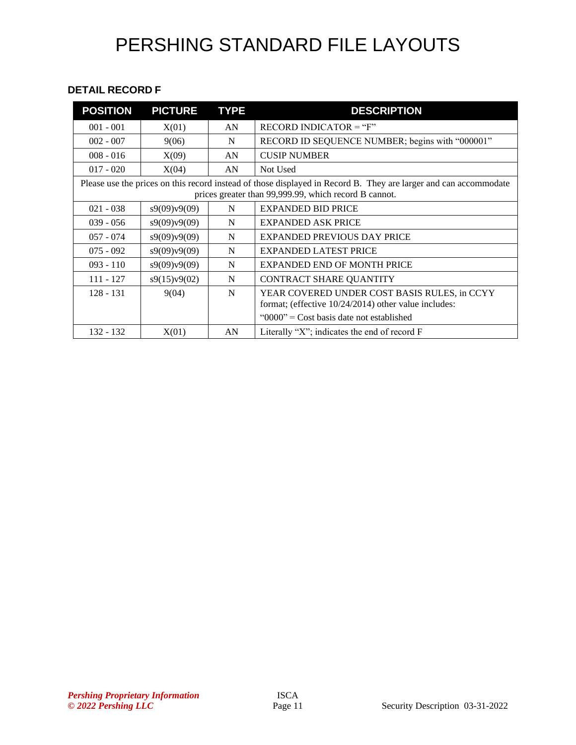# PERSHING STANDARD FILE LAYOUTS

### DETAIL RECORD F

| POSITION | PICTURE | TYPE | DESCRIPTION |
|---|---|---|---|
| 001 - 001 | X(01) | AN | RECORD INDICATOR = "F" |
| 002 - 007 | 9(06) | N | RECORD ID SEQUENCE NUMBER; begins with "000001" |
| 008 - 016 | X(09) | AN | CUSIP NUMBER |
| 017 - 020 | X(04) | AN | Not Used |
| Please use the prices on this record instead of those displayed in Record B. They are larger and can accommodate prices greater than 99,999.99, which record B cannot. | | | |
| 021 - 038 | s9(09)v9(09) | N | EXPANDED BID PRICE |
| 039 - 056 | s9(09)v9(09) | N | EXPANDED ASK PRICE |
| 057 - 074 | s9(09)v9(09) | N | EXPANDED PREVIOUS DAY PRICE |
| 075 - 092 | s9(09)v9(09) | N | EXPANDED LATEST PRICE |
| 093 - 110 | s9(09)v9(09) | N | EXPANDED END OF MONTH PRICE |
| 111 - 127 | s9(15)v9(02) | N | CONTRACT SHARE QUANTITY |
| 128 - 131 | 9(04) | N | YEAR COVERED UNDER COST BASIS RULES, in CCYY format; (effective 10/24/2014) other value includes:<br>"0000" = Cost basis date not established |
| 132 - 132 | X(01) | AN | Literally "X"; indicates the end of record F |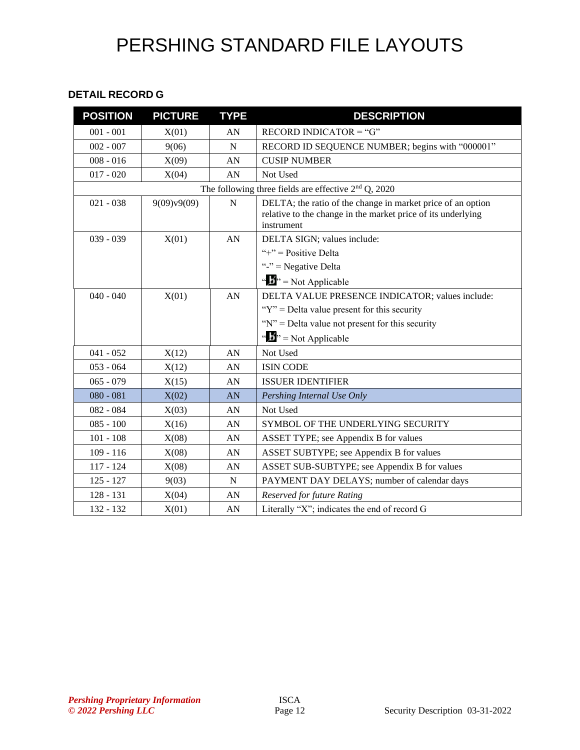# PERSHING STANDARD FILE LAYOUTS

### DETAIL RECORD G

| POSITION | PICTURE | TYPE | DESCRIPTION |
|---|---|---|---|
| 001 - 001 | X(01) | AN | RECORD INDICATOR = "G" |
| 002 - 007 | 9(06) | N | RECORD ID SEQUENCE NUMBER; begins with "000001" |
| 008 - 016 | X(09) | AN | CUSIP NUMBER |
| 017 - 020 | X(04) | AN | Not Used |
| The following three fields are effective 2nd Q, 2020 | | | |
| 021 - 038 | 9(09)v9(09) | N | DELTA; the ratio of the change in market price of an option relative to the change in the market price of its underlying instrument |
| 039 - 039 | X(01) | AN | DELTA SIGN; values include:<br>"+" = Positive Delta<br>"-" = Negative Delta<br>"b" = Not Applicable |
| 040 - 040 | X(01) | AN | DELTA VALUE PRESENCE INDICATOR; values include:<br>"Y" = Delta value present for this security<br>"N" = Delta value not present for this security<br>"b" = Not Applicable |
| 041 - 052 | X(12) | AN | Not Used |
| 053 - 064 | X(12) | AN | ISIN CODE |
| 065 - 079 | X(15) | AN | ISSUER IDENTIFIER |
| 080 - 081 | X(02) | AN | *Pershing Internal Use Only* |
| 082 - 084 | X(03) | AN | Not Used |
| 085 - 100 | X(16) | AN | SYMBOL OF THE UNDERLYING SECURITY |
| 101 - 108 | X(08) | AN | ASSET TYPE; see Appendix B for values |
| 109 - 116 | X(08) | AN | ASSET SUBTYPE; see Appendix B for values |
| 117 - 124 | X(08) | AN | ASSET SUB-SUBTYPE; see Appendix B for values |
| 125 - 127 | 9(03) | N | PAYMENT DAY DELAYS; number of calendar days |
| 128 - 131 | X(04) | AN | *Reserved for future Rating* |
| 132 - 132 | X(01) | AN | Literally "X"; indicates the end of record G |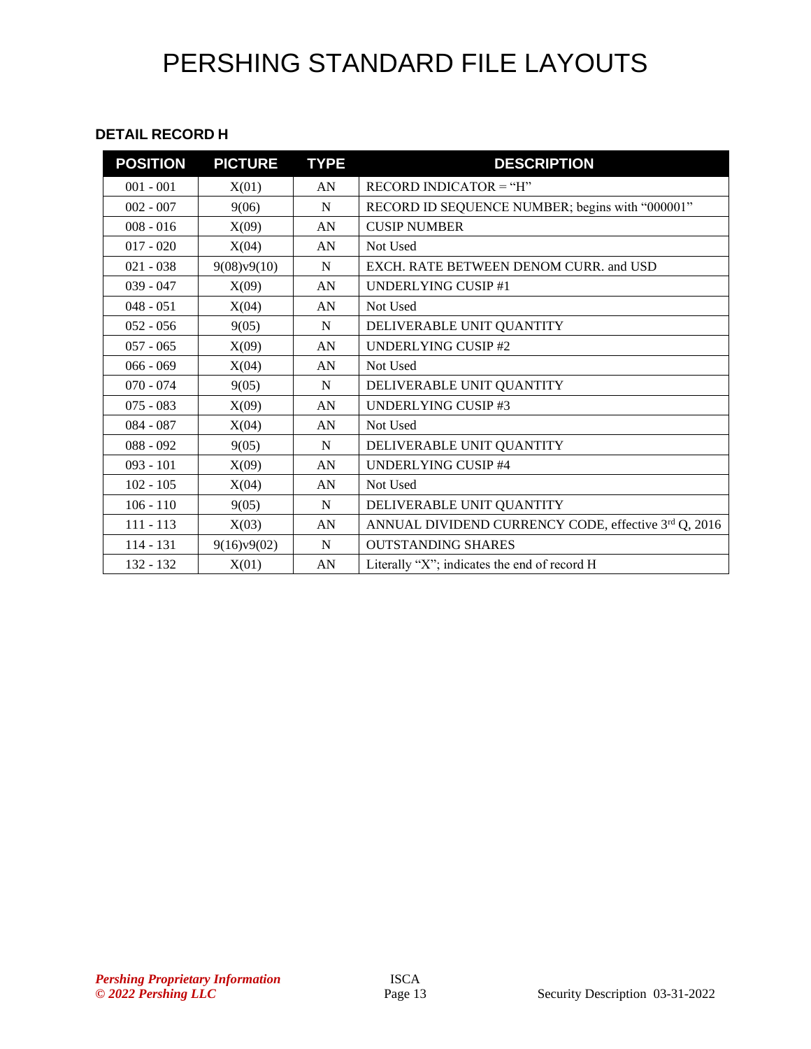# PERSHING STANDARD FILE LAYOUTS

### DETAIL RECORD H

| POSITION | PICTURE | TYPE | DESCRIPTION |
|---|---|---|---|
| 001 - 001 | X(01) | AN | RECORD INDICATOR = “H” |
| 002 - 007 | 9(06) | N | RECORD ID SEQUENCE NUMBER; begins with “000001” |
| 008 - 016 | X(09) | AN | CUSIP NUMBER |
| 017 - 020 | X(04) | AN | Not Used |
| 021 - 038 | 9(08)v9(10) | N | EXCH. RATE BETWEEN DENOM CURR. and USD |
| 039 - 047 | X(09) | AN | UNDERLYING CUSIP #1 |
| 048 - 051 | X(04) | AN | Not Used |
| 052 - 056 | 9(05) | N | DELIVERABLE UNIT QUANTITY |
| 057 - 065 | X(09) | AN | UNDERLYING CUSIP #2 |
| 066 - 069 | X(04) | AN | Not Used |
| 070 - 074 | 9(05) | N | DELIVERABLE UNIT QUANTITY |
| 075 - 083 | X(09) | AN | UNDERLYING CUSIP #3 |
| 084 - 087 | X(04) | AN | Not Used |
| 088 - 092 | 9(05) | N | DELIVERABLE UNIT QUANTITY |
| 093 - 101 | X(09) | AN | UNDERLYING CUSIP #4 |
| 102 - 105 | X(04) | AN | Not Used |
| 106 - 110 | 9(05) | N | DELIVERABLE UNIT QUANTITY |
| 111 - 113 | X(03) | AN | ANNUAL DIVIDEND CURRENCY CODE, effective 3rd Q, 2016 |
| 114 - 131 | 9(16)v9(02) | N | OUTSTANDING SHARES |
| 132 - 132 | X(01) | AN | Literally “X”; indicates the end of record H |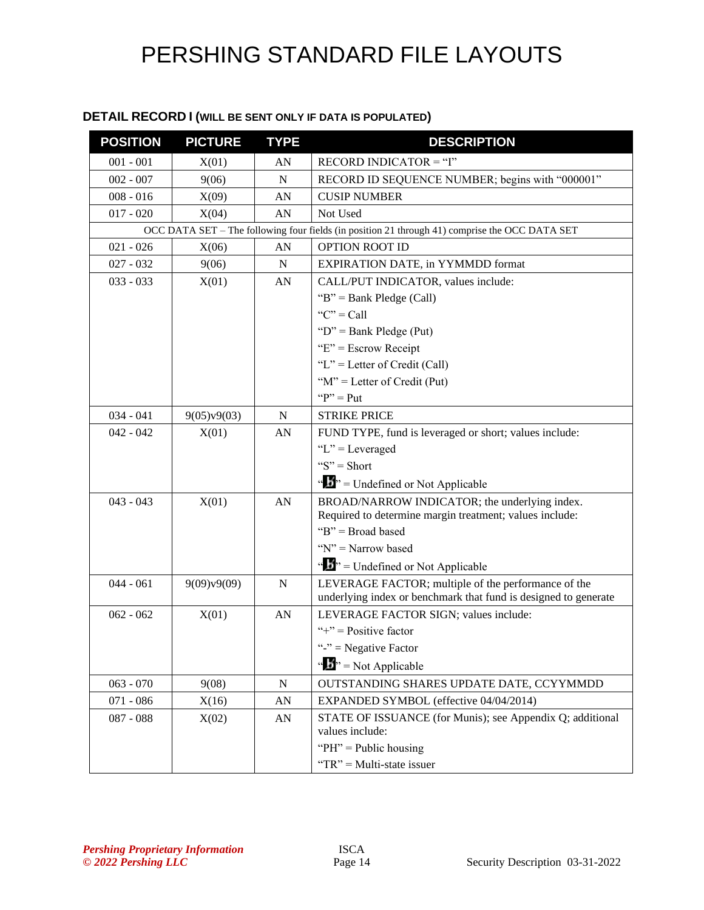### DETAIL RECORD I (WILL BE SENT ONLY IF DATA IS POPULATED)

| POSITION | PICTURE | TYPE | DESCRIPTION |
|---|---|---|---|
| 001 - 001 | X(01) | AN | RECORD INDICATOR = "I" |
| 002 - 007 | 9(06) | N | RECORD ID SEQUENCE NUMBER; begins with "000001" |
| 008 - 016 | X(09) | AN | CUSIP NUMBER |
| 017 - 020 | X(04) | AN | Not Used |
| OCC DATA SET – The following four fields (in position 21 through 41) comprise the OCC DATA SET | | | |
| 021 - 026 | X(06) | AN | OPTION ROOT ID |
| 027 - 032 | 9(06) | N | EXPIRATION DATE, in YYMMDD format |
| 033 - 033 | X(01) | AN | CALL/PUT INDICATOR, values include:<br>"B" = Bank Pledge (Call)<br>"C" = Call<br>"D" = Bank Pledge (Put)<br>"E" = Escrow Receipt<br>"L" = Letter of Credit (Call)<br>"M" = Letter of Credit (Put)<br>"P" = Put |
| 034 - 041 | 9(05)v9(03) | N | STRIKE PRICE |
| 042 - 042 | X(01) | AN | FUND TYPE, fund is leveraged or short; values include:<br>"L" = Leveraged<br>"S" = Short<br>"b̸" = Undefined or Not Applicable |
| 043 - 043 | X(01) | AN | BROAD/NARROW INDICATOR; the underlying index. Required to determine margin treatment; values include:<br>"B" = Broad based<br>"N" = Narrow based<br>"b̸" = Undefined or Not Applicable |
| 044 - 061 | 9(09)v9(09) | N | LEVERAGE FACTOR; multiple of the performance of the underlying index or benchmark that fund is designed to generate |
| 062 - 062 | X(01) | AN | LEVERAGE FACTOR SIGN; values include:<br>"+" = Positive factor<br>"-" = Negative Factor<br>"b̸" = Not Applicable |
| 063 - 070 | 9(08) | N | OUTSTANDING SHARES UPDATE DATE, CCYYMMDD |
| 071 - 086 | X(16) | AN | EXPANDED SYMBOL (effective 04/04/2014) |
| 087 - 088 | X(02) | AN | STATE OF ISSUANCE (for Munis); see Appendix Q; additional values include:<br>"PH" = Public housing<br>"TR" = Multi-state issuer |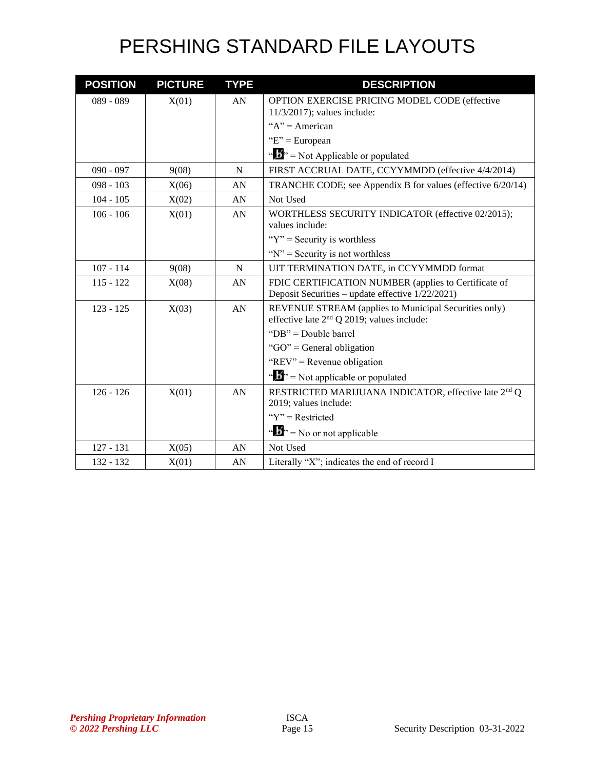# PERSHING STANDARD FILE LAYOUTS

| POSITION | PICTURE | TYPE | DESCRIPTION |
|---|---|---|---|
| 089 - 089 | X(01) | AN | OPTION EXERCISE PRICING MODEL CODE (effective 11/3/2017); values include:<br>"A" = American<br>"E" = European<br>"b̸" = Not Applicable or populated |
| 090 - 097 | 9(08) | N | FIRST ACCRUAL DATE, CCYYMMDD (effective 4/4/2014) |
| 098 - 103 | X(06) | AN | TRANCHE CODE; see Appendix B for values (effective 6/20/14) |
| 104 - 105 | X(02) | AN | Not Used |
| 106 - 106 | X(01) | AN | WORTHLESS SECURITY INDICATOR (effective 02/2015); values include:<br>"Y" = Security is worthless<br>"N" = Security is not worthless |
| 107 - 114 | 9(08) | N | UIT TERMINATION DATE, in CCYYMMDD format |
| 115 - 122 | X(08) | AN | FDIC CERTIFICATION NUMBER (applies to Certificate of Deposit Securities – update effective 1/22/2021) |
| 123 - 125 | X(03) | AN | REVENUE STREAM (applies to Municipal Securities only) effective late 2nd Q 2019; values include:<br>"DB" = Double barrel<br>"GO" = General obligation<br>"REV" = Revenue obligation<br>"b̸" = Not applicable or populated |
| 126 - 126 | X(01) | AN | RESTRICTED MARIJUANA INDICATOR, effective late 2nd Q 2019; values include:<br>"Y" = Restricted<br>"b̸" = No or not applicable |
| 127 - 131 | X(05) | AN | Not Used |
| 132 - 132 | X(01) | AN | Literally "X"; indicates the end of record I |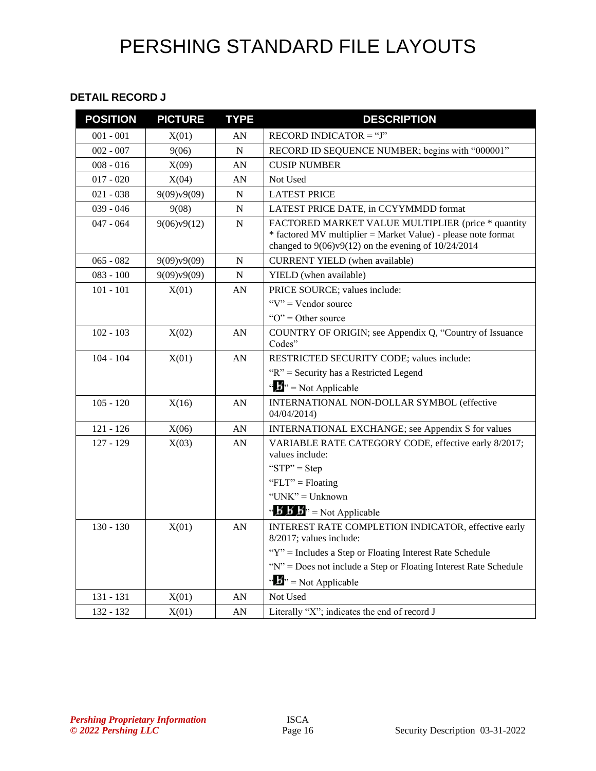# PERSHING STANDARD FILE LAYOUTS

### DETAIL RECORD J

| POSITION | PICTURE | TYPE | DESCRIPTION |
|---|---|---|---|
| 001 - 001 | X(01) | AN | RECORD INDICATOR = "J" |
| 002 - 007 | 9(06) | N | RECORD ID SEQUENCE NUMBER; begins with "000001" |
| 008 - 016 | X(09) | AN | CUSIP NUMBER |
| 017 - 020 | X(04) | AN | Not Used |
| 021 - 038 | 9(09)v9(09) | N | LATEST PRICE |
| 039 - 046 | 9(08) | N | LATEST PRICE DATE, in CCYYMMDD format |
| 047 - 064 | 9(06)v9(12) | N | FACTORED MARKET VALUE MULTIPLIER (price * quantity * factored MV multiplier = Market Value) - please note format changed to 9(06)v9(12) on the evening of 10/24/2014 |
| 065 - 082 | 9(09)v9(09) | N | CURRENT YIELD (when available) |
| 083 - 100 | 9(09)v9(09) | N | YIELD (when available) |
| 101 - 101 | X(01) | AN | PRICE SOURCE; values include:<br>"V" = Vendor source<br>"O" = Other source |
| 102 - 103 | X(02) | AN | COUNTRY OF ORIGIN; see Appendix Q, "Country of Issuance Codes" |
| 104 - 104 | X(01) | AN | RESTRICTED SECURITY CODE; values include:<br>"R" = Security has a Restricted Legend<br>"ƀ" = Not Applicable |
| 105 - 120 | X(16) | AN | INTERNATIONAL NON-DOLLAR SYMBOL (effective 04/04/2014) |
| 121 - 126 | X(06) | AN | INTERNATIONAL EXCHANGE; see Appendix S for values |
| 127 - 129 | X(03) | AN | VARIABLE RATE CATEGORY CODE, effective early 8/2017; values include:<br>"STP" = Step<br>"FLT" = Floating<br>"UNK" = Unknown<br>"ƀƀƀ" = Not Applicable |
| 130 - 130 | X(01) | AN | INTEREST RATE COMPLETION INDICATOR, effective early 8/2017; values include:<br>"Y" = Includes a Step or Floating Interest Rate Schedule<br>"N" = Does not include a Step or Floating Interest Rate Schedule<br>"ƀ" = Not Applicable |
| 131 - 131 | X(01) | AN | Not Used |
| 132 - 132 | X(01) | AN | Literally "X"; indicates the end of record J |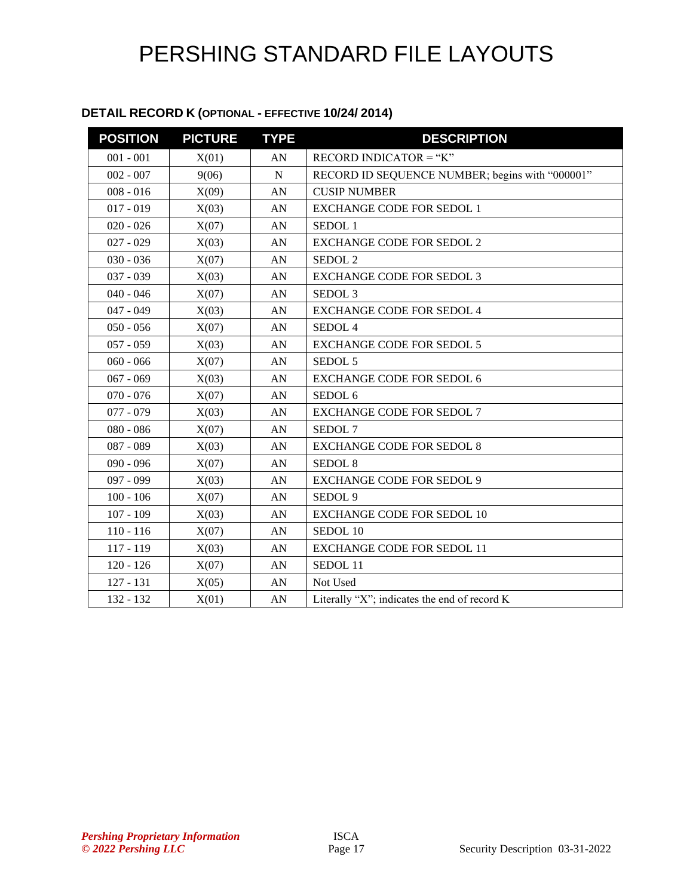# PERSHING STANDARD FILE LAYOUTS

### DETAIL RECORD K (OPTIONAL - EFFECTIVE 10/24/ 2014)

| POSITION | PICTURE | TYPE | DESCRIPTION |
|---|---|---|---|
| 001 - 001 | X(01) | AN | RECORD INDICATOR = "K" |
| 002 - 007 | 9(06) | N | RECORD ID SEQUENCE NUMBER; begins with "000001" |
| 008 - 016 | X(09) | AN | CUSIP NUMBER |
| 017 - 019 | X(03) | AN | EXCHANGE CODE FOR SEDOL 1 |
| 020 - 026 | X(07) | AN | SEDOL 1 |
| 027 - 029 | X(03) | AN | EXCHANGE CODE FOR SEDOL 2 |
| 030 - 036 | X(07) | AN | SEDOL 2 |
| 037 - 039 | X(03) | AN | EXCHANGE CODE FOR SEDOL 3 |
| 040 - 046 | X(07) | AN | SEDOL 3 |
| 047 - 049 | X(03) | AN | EXCHANGE CODE FOR SEDOL 4 |
| 050 - 056 | X(07) | AN | SEDOL 4 |
| 057 - 059 | X(03) | AN | EXCHANGE CODE FOR SEDOL 5 |
| 060 - 066 | X(07) | AN | SEDOL 5 |
| 067 - 069 | X(03) | AN | EXCHANGE CODE FOR SEDOL 6 |
| 070 - 076 | X(07) | AN | SEDOL 6 |
| 077 - 079 | X(03) | AN | EXCHANGE CODE FOR SEDOL 7 |
| 080 - 086 | X(07) | AN | SEDOL 7 |
| 087 - 089 | X(03) | AN | EXCHANGE CODE FOR SEDOL 8 |
| 090 - 096 | X(07) | AN | SEDOL 8 |
| 097 - 099 | X(03) | AN | EXCHANGE CODE FOR SEDOL 9 |
| 100 - 106 | X(07) | AN | SEDOL 9 |
| 107 - 109 | X(03) | AN | EXCHANGE CODE FOR SEDOL 10 |
| 110 - 116 | X(07) | AN | SEDOL 10 |
| 117 - 119 | X(03) | AN | EXCHANGE CODE FOR SEDOL 11 |
| 120 - 126 | X(07) | AN | SEDOL 11 |
| 127 - 131 | X(05) | AN | Not Used |
| 132 - 132 | X(01) | AN | Literally "X"; indicates the end of record K |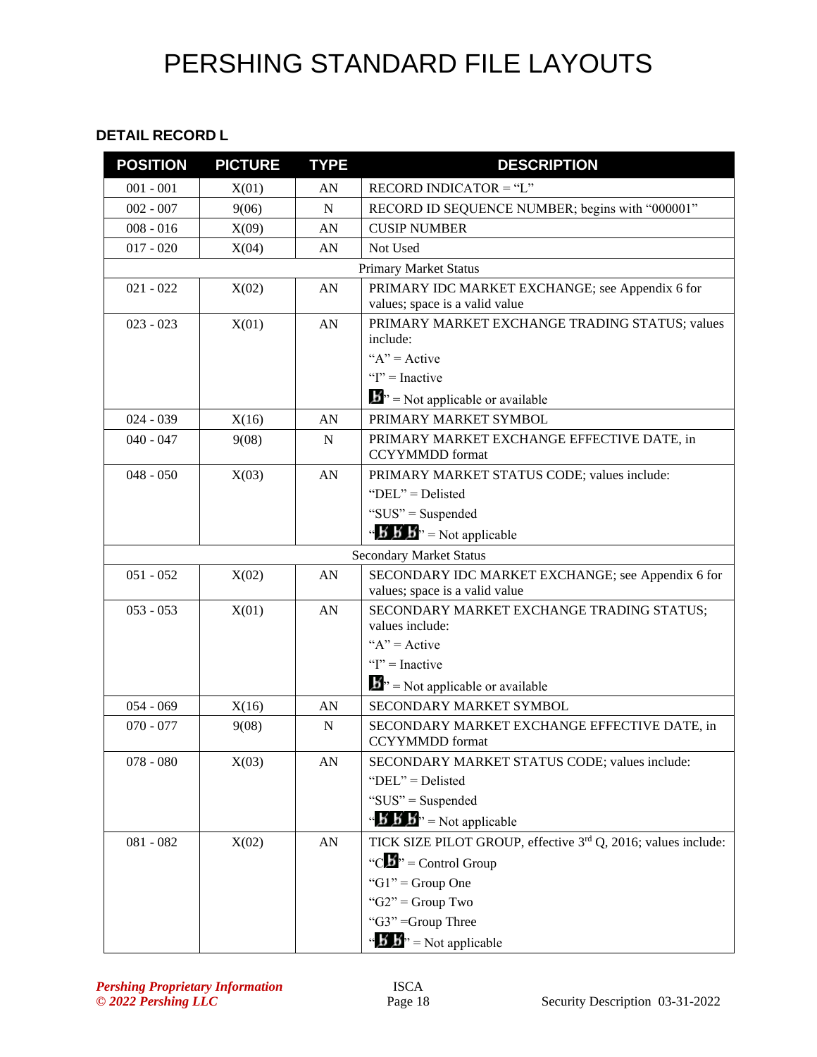# PERSHING STANDARD FILE LAYOUTS

### DETAIL RECORD L

| POSITION | PICTURE | TYPE | DESCRIPTION |
|---|---|---|---|
| 001 - 001 | X(01) | AN | RECORD INDICATOR = "L" |
| 002 - 007 | 9(06) | N | RECORD ID SEQUENCE NUMBER; begins with "000001" |
| 008 - 016 | X(09) | AN | CUSIP NUMBER |
| 017 - 020 | X(04) | AN | Not Used |
| | | | Primary Market Status |
| 021 - 022 | X(02) | AN | PRIMARY IDC MARKET EXCHANGE; see Appendix 6 for values; space is a valid value |
| 023 - 023 | X(01) | AN | PRIMARY MARKET EXCHANGE TRADING STATUS; values include:<br>"A" = Active<br>"I" = Inactive<br>"ƀ" = Not applicable or available |
| 024 - 039 | X(16) | AN | PRIMARY MARKET SYMBOL |
| 040 - 047 | 9(08) | N | PRIMARY MARKET EXCHANGE EFFECTIVE DATE, in CCYYMMDD format |
| 048 - 050 | X(03) | AN | PRIMARY MARKET STATUS CODE; values include:<br>"DEL" = Delisted<br>"SUS" = Suspended<br>"ƀƀƀ" = Not applicable |
| | | | Secondary Market Status |
| 051 - 052 | X(02) | AN | SECONDARY IDC MARKET EXCHANGE; see Appendix 6 for values; space is a valid value |
| 053 - 053 | X(01) | AN | SECONDARY MARKET EXCHANGE TRADING STATUS; values include:<br>"A" = Active<br>"I" = Inactive<br>"ƀ" = Not applicable or available |
| 054 - 069 | X(16) | AN | SECONDARY MARKET SYMBOL |
| 070 - 077 | 9(08) | N | SECONDARY MARKET EXCHANGE EFFECTIVE DATE, in CCYYMMDD format |
| 078 - 080 | X(03) | AN | SECONDARY MARKET STATUS CODE; values include:<br>"DEL" = Delisted<br>"SUS" = Suspended<br>"ƀƀƀ" = Not applicable |
| 081 - 082 | X(02) | AN | TICK SIZE PILOT GROUP, effective 3rd Q, 2016; values include:<br>"Cƀ" = Control Group<br>"G1" = Group One<br>"G2" = Group Two<br>"G3" =Group Three<br>"ƀƀ" = Not applicable |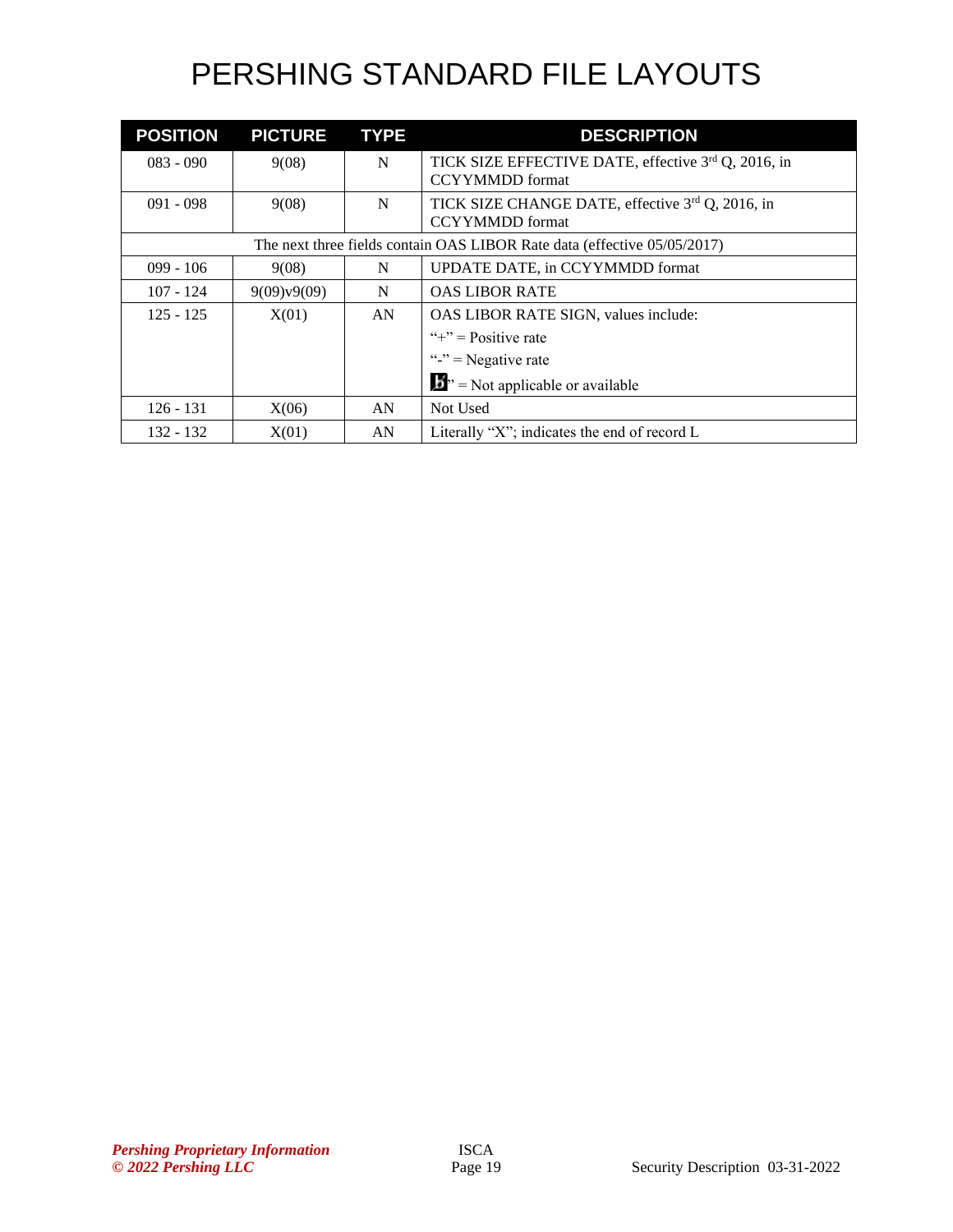# PERSHING STANDARD FILE LAYOUTS

| POSITION | PICTURE | TYPE | DESCRIPTION |
|---|---|---|---|
| 083 - 090 | 9(08) | N | TICK SIZE EFFECTIVE DATE, effective 3rd Q, 2016, in CCYYMMDD format |
| 091 - 098 | 9(08) | N | TICK SIZE CHANGE DATE, effective 3rd Q, 2016, in CCYYMMDD format |
| The next three fields contain OAS LIBOR Rate data (effective 05/05/2017) | | | |
| 099 - 106 | 9(08) | N | UPDATE DATE, in CCYYMMDD format |
| 107 - 124 | 9(09)v9(09) | N | OAS LIBOR RATE |
| 125 - 125 | X(01) | AN | OAS LIBOR RATE SIGN, values include:<br>"+" = Positive rate<br>"-" = Negative rate<br>"ƀ" = Not applicable or available |
| 126 - 131 | X(06) | AN | Not Used |
| 132 - 132 | X(01) | AN | Literally "X"; indicates the end of record L |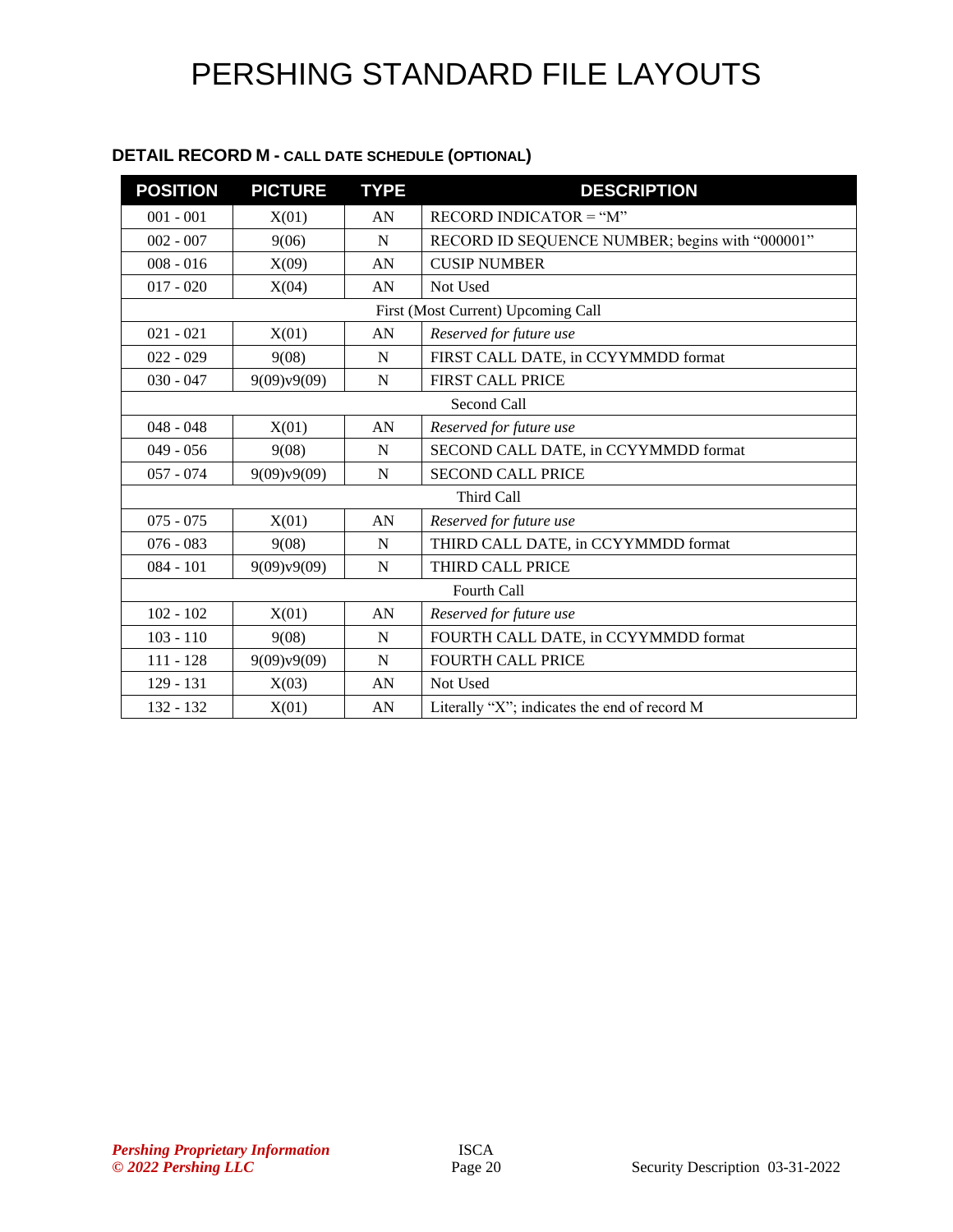# PERSHING STANDARD FILE LAYOUTS

### DETAIL RECORD M - CALL DATE SCHEDULE (OPTIONAL)

| POSITION | PICTURE | TYPE | DESCRIPTION |
|---|---|---|---|
| 001 - 001 | X(01) | AN | RECORD INDICATOR = "M" |
| 002 - 007 | 9(06) | N | RECORD ID SEQUENCE NUMBER; begins with "000001" |
| 008 - 016 | X(09) | AN | CUSIP NUMBER |
| 017 - 020 | X(04) | AN | Not Used |
| First (Most Current) Upcoming Call | | | |
| 021 - 021 | X(01) | AN | *Reserved for future use* |
| 022 - 029 | 9(08) | N | FIRST CALL DATE, in CCYYMMDD format |
| 030 - 047 | 9(09)v9(09) | N | FIRST CALL PRICE |
| Second Call | | | |
| 048 - 048 | X(01) | AN | *Reserved for future use* |
| 049 - 056 | 9(08) | N | SECOND CALL DATE, in CCYYMMDD format |
| 057 - 074 | 9(09)v9(09) | N | SECOND CALL PRICE |
| Third Call | | | |
| 075 - 075 | X(01) | AN | *Reserved for future use* |
| 076 - 083 | 9(08) | N | THIRD CALL DATE, in CCYYMMDD format |
| 084 - 101 | 9(09)v9(09) | N | THIRD CALL PRICE |
| Fourth Call | | | |
| 102 - 102 | X(01) | AN | *Reserved for future use* |
| 103 - 110 | 9(08) | N | FOURTH CALL DATE, in CCYYMMDD format |
| 111 - 128 | 9(09)v9(09) | N | FOURTH CALL PRICE |
| 129 - 131 | X(03) | AN | Not Used |
| 132 - 132 | X(01) | AN | Literally "X"; indicates the end of record M |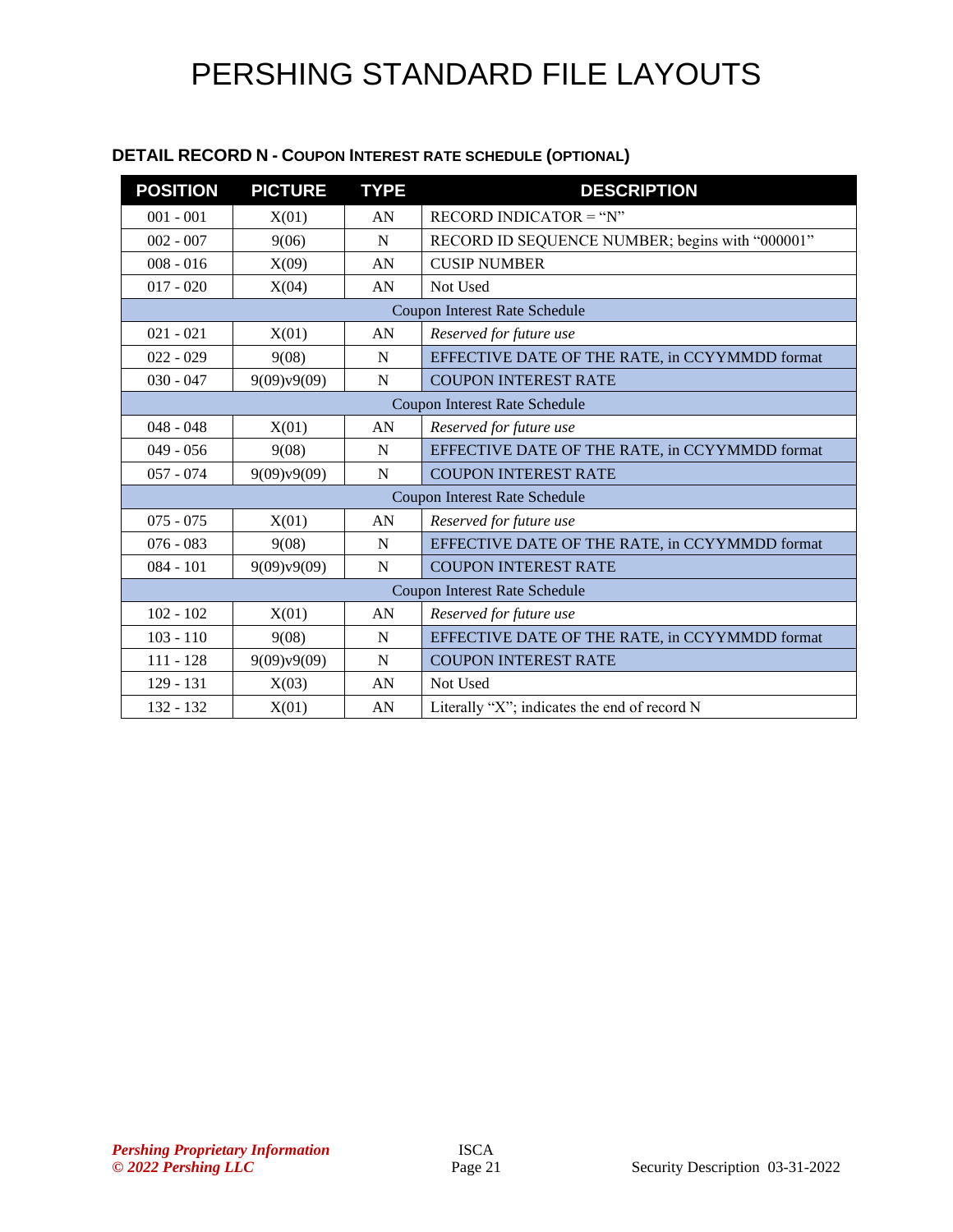# PERSHING STANDARD FILE LAYOUTS

### DETAIL RECORD N - COUPON INTEREST RATE SCHEDULE (OPTIONAL)

| POSITION | PICTURE | TYPE | DESCRIPTION |
|---|---|---|---|
| 001 - 001 | X(01) | AN | RECORD INDICATOR = “N” |
| 002 - 007 | 9(06) | N | RECORD ID SEQUENCE NUMBER; begins with “000001” |
| 008 - 016 | X(09) | AN | CUSIP NUMBER |
| 017 - 020 | X(04) | AN | Not Used |
| Coupon Interest Rate Schedule | | | |
| 021 - 021 | X(01) | AN | *Reserved for future use* |
| 022 - 029 | 9(08) | N | EFFECTIVE DATE OF THE RATE, in CCYYMMDD format |
| 030 - 047 | 9(09)v9(09) | N | COUPON INTEREST RATE |
| Coupon Interest Rate Schedule | | | |
| 048 - 048 | X(01) | AN | *Reserved for future use* |
| 049 - 056 | 9(08) | N | EFFECTIVE DATE OF THE RATE, in CCYYMMDD format |
| 057 - 074 | 9(09)v9(09) | N | COUPON INTEREST RATE |
| Coupon Interest Rate Schedule | | | |
| 075 - 075 | X(01) | AN | *Reserved for future use* |
| 076 - 083 | 9(08) | N | EFFECTIVE DATE OF THE RATE, in CCYYMMDD format |
| 084 - 101 | 9(09)v9(09) | N | COUPON INTEREST RATE |
| Coupon Interest Rate Schedule | | | |
| 102 - 102 | X(01) | AN | *Reserved for future use* |
| 103 - 110 | 9(08) | N | EFFECTIVE DATE OF THE RATE, in CCYYMMDD format |
| 111 - 128 | 9(09)v9(09) | N | COUPON INTEREST RATE |
| 129 - 131 | X(03) | AN | Not Used |
| 132 - 132 | X(01) | AN | Literally “X”; indicates the end of record N |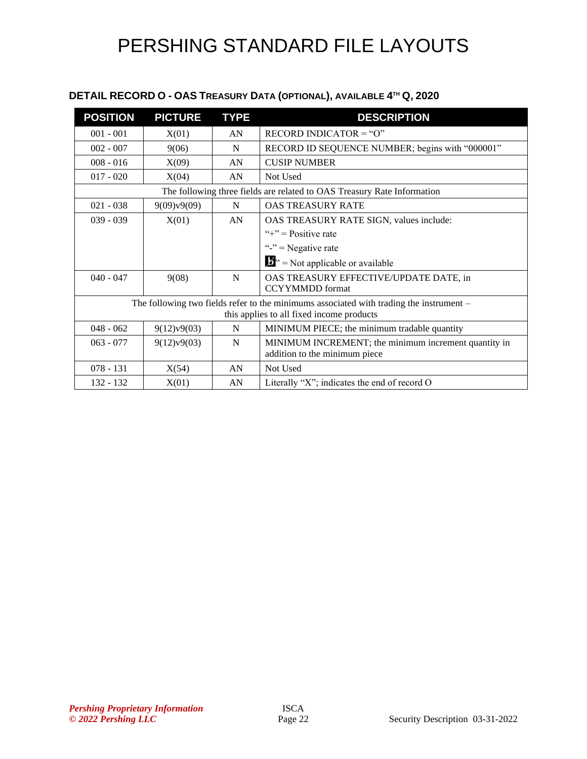## DETAIL RECORD O - OAS TREASURY DATA (OPTIONAL), AVAILABLE 4TH Q, 2020

| POSITION | PICTURE | TYPE | DESCRIPTION |
|---|---|---|---|
| 001 - 001 | X(01) | AN | RECORD INDICATOR = "O" |
| 002 - 007 | 9(06) | N | RECORD ID SEQUENCE NUMBER; begins with "000001" |
| 008 - 016 | X(09) | AN | CUSIP NUMBER |
| 017 - 020 | X(04) | AN | Not Used |
| The following three fields are related to OAS Treasury Rate Information | | | |
| 021 - 038 | 9(09)v9(09) | N | OAS TREASURY RATE |
| 039 - 039 | X(01) | AN | OAS TREASURY RATE SIGN, values include:<br>"+" = Positive rate<br>"-" = Negative rate<br>"b̸" = Not applicable or available |
| 040 - 047 | 9(08) | N | OAS TREASURY EFFECTIVE/UPDATE DATE, in CCYYMMDD format |
| The following two fields refer to the minimums associated with trading the instrument – this applies to all fixed income products | | | |
| 048 - 062 | 9(12)v9(03) | N | MINIMUM PIECE; the minimum tradable quantity |
| 063 - 077 | 9(12)v9(03) | N | MINIMUM INCREMENT; the minimum increment quantity in addition to the minimum piece |
| 078 - 131 | X(54) | AN | Not Used |
| 132 - 132 | X(01) | AN | Literally "X"; indicates the end of record O |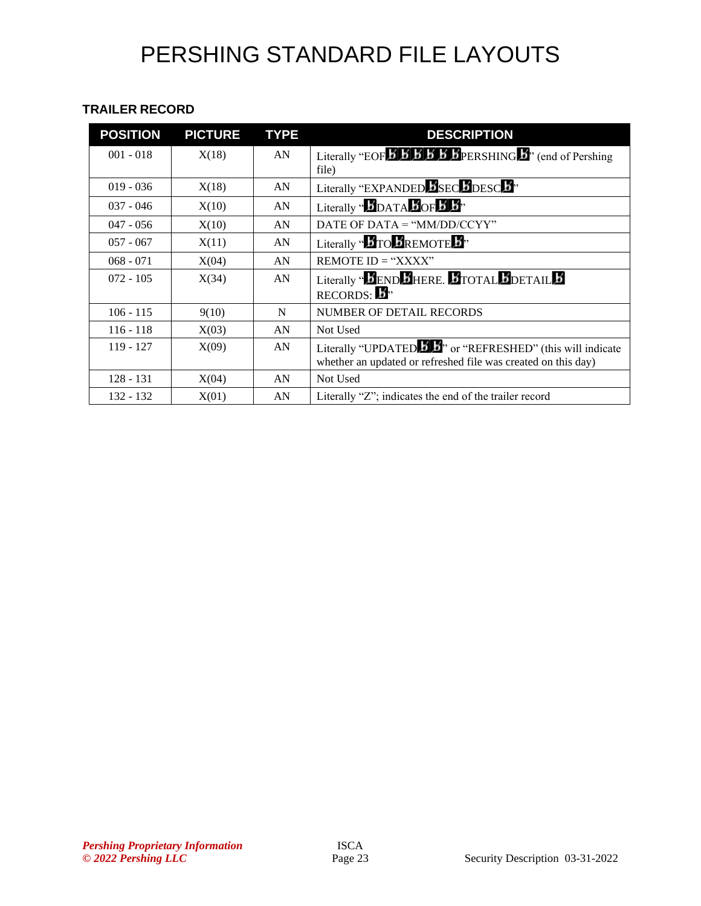### TRAILER RECORD

| POSITION | PICTURE | TYPE | DESCRIPTION |
| --- | --- | --- | --- |
| 001 - 018 | X(18) | AN | Literally "EOFƀƀƀƀƀƀPERSHINGƀ" (end of Pershing file) |
| 019 - 036 | X(18) | AN | Literally "EXPANDEDƀSECƀDESCƀ" |
| 037 - 046 | X(10) | AN | Literally "ƀDATAƀOFƀƀ" |
| 047 - 056 | X(10) | AN | DATE OF DATA = "MM/DD/CCYY" |
| 057 - 067 | X(11) | AN | Literally "ƀTOƀREMOTEƀ" |
| 068 - 071 | X(04) | AN | REMOTE ID = "XXXX" |
| 072 - 105 | X(34) | AN | Literally "ƀENDƀHERE. ƀTOTALƀDETAILƀ RECORDS: ƀ" |
| 106 - 115 | 9(10) | N | NUMBER OF DETAIL RECORDS |
| 116 - 118 | X(03) | AN | Not Used |
| 119 - 127 | X(09) | AN | Literally "UPDATEDƀƀ" or "REFRESHED" (this will indicate whether an updated or refreshed file was created on this day) |
| 128 - 131 | X(04) | AN | Not Used |
| 132 - 132 | X(01) | AN | Literally "Z"; indicates the end of the trailer record |